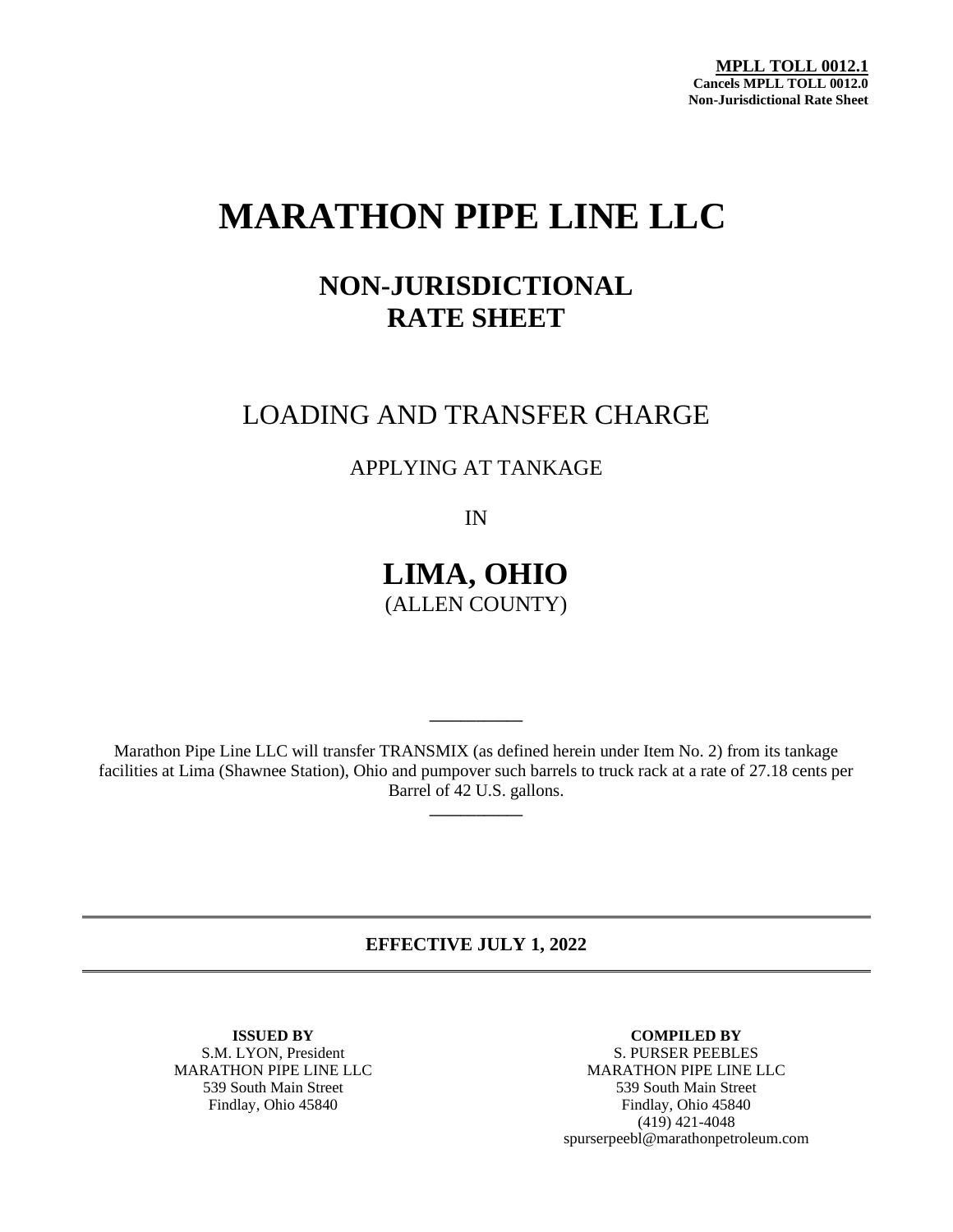**MPLL TOLL 0012.1**
**Cancels MPLL TOLL 0012.0**
**Non-Jurisdictional Rate Sheet**

# MARATHON PIPE LINE LLC

## NON-JURISDICTIONAL RATE SHEET

## LOADING AND TRANSFER CHARGE

APPLYING AT TANKAGE

IN

## LIMA, OHIO

(ALLEN COUNTY)

---

Marathon Pipe Line LLC will transfer TRANSMIX (as defined herein under Item No. 2) from its tankage facilities at Lima (Shawnee Station), Ohio and pumpover such barrels to truck rack at a rate of 27.18 cents per Barrel of 42 U.S. gallons.

---

**EFFECTIVE JULY 1, 2022**

**ISSUED BY**
S.M. LYON, President
MARATHON PIPE LINE LLC
539 South Main Street
Findlay, Ohio 45840

**COMPILED BY**
S. PURSER PEEBLES
MARATHON PIPE LINE LLC
539 South Main Street
Findlay, Ohio 45840
(419) 421-4048
spurserpeebl@marathonpetroleum.com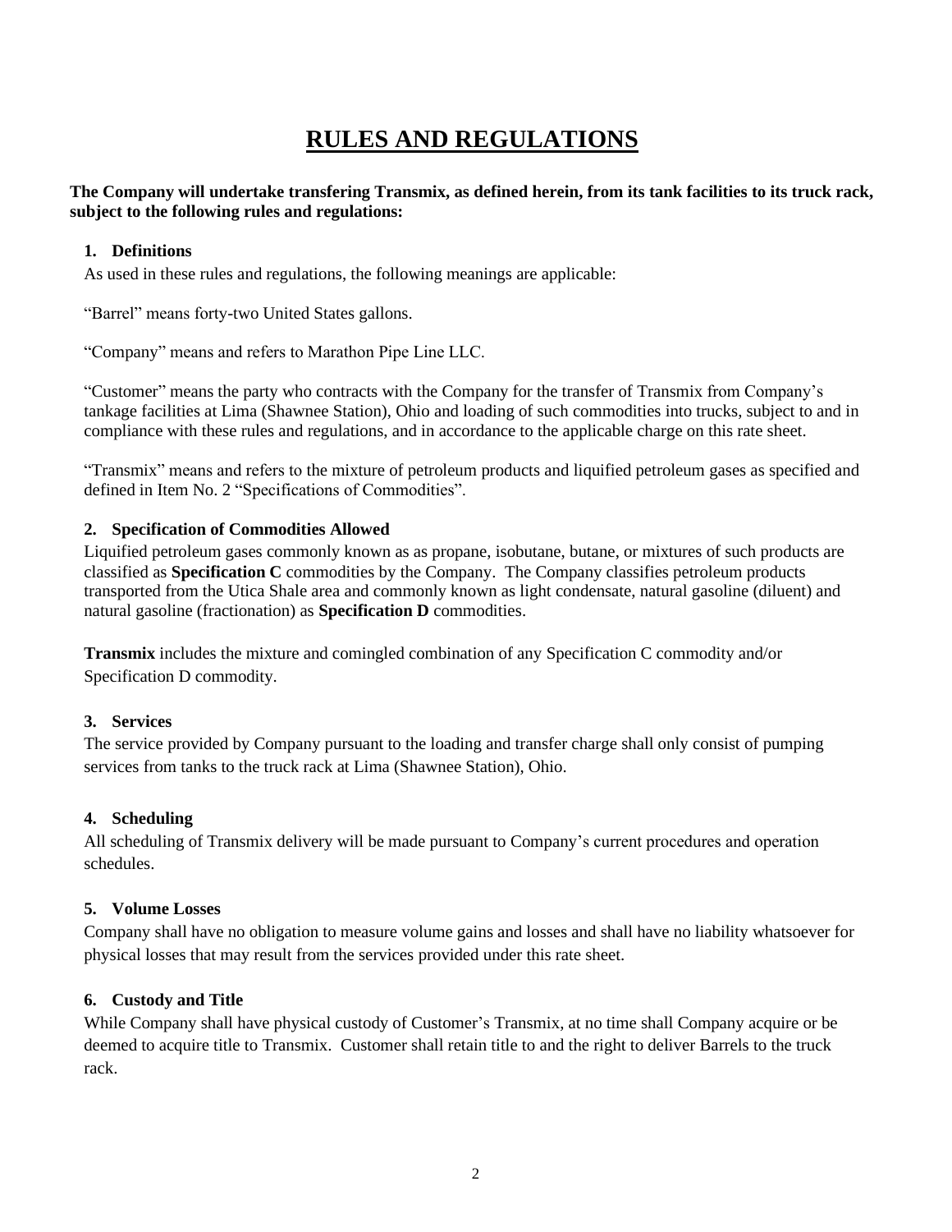# RULES AND REGULATIONS

**The Company will undertake transfering Transmix, as defined herein, from its tank facilities to its truck rack, subject to the following rules and regulations:**

### 1. Definitions

As used in these rules and regulations, the following meanings are applicable:

"Barrel" means forty-two United States gallons.

"Company" means and refers to Marathon Pipe Line LLC.

"Customer" means the party who contracts with the Company for the transfer of Transmix from Company's tankage facilities at Lima (Shawnee Station), Ohio and loading of such commodities into trucks, subject to and in compliance with these rules and regulations, and in accordance to the applicable charge on this rate sheet.

"Transmix" means and refers to the mixture of petroleum products and liquified petroleum gases as specified and defined in Item No. 2 "Specifications of Commodities".

### 2. Specification of Commodities Allowed

Liquified petroleum gases commonly known as as propane, isobutane, butane, or mixtures of such products are classified as **Specification C** commodities by the Company. The Company classifies petroleum products transported from the Utica Shale area and commonly known as light condensate, natural gasoline (diluent) and natural gasoline (fractionation) as **Specification D** commodities.

**Transmix** includes the mixture and comingled combination of any Specification C commodity and/or Specification D commodity.

### 3. Services

The service provided by Company pursuant to the loading and transfer charge shall only consist of pumping services from tanks to the truck rack at Lima (Shawnee Station), Ohio.

### 4. Scheduling

All scheduling of Transmix delivery will be made pursuant to Company's current procedures and operation schedules.

### 5. Volume Losses

Company shall have no obligation to measure volume gains and losses and shall have no liability whatsoever for physical losses that may result from the services provided under this rate sheet.

### 6. Custody and Title

While Company shall have physical custody of Customer's Transmix, at no time shall Company acquire or be deemed to acquire title to Transmix. Customer shall retain title to and the right to deliver Barrels to the truck rack.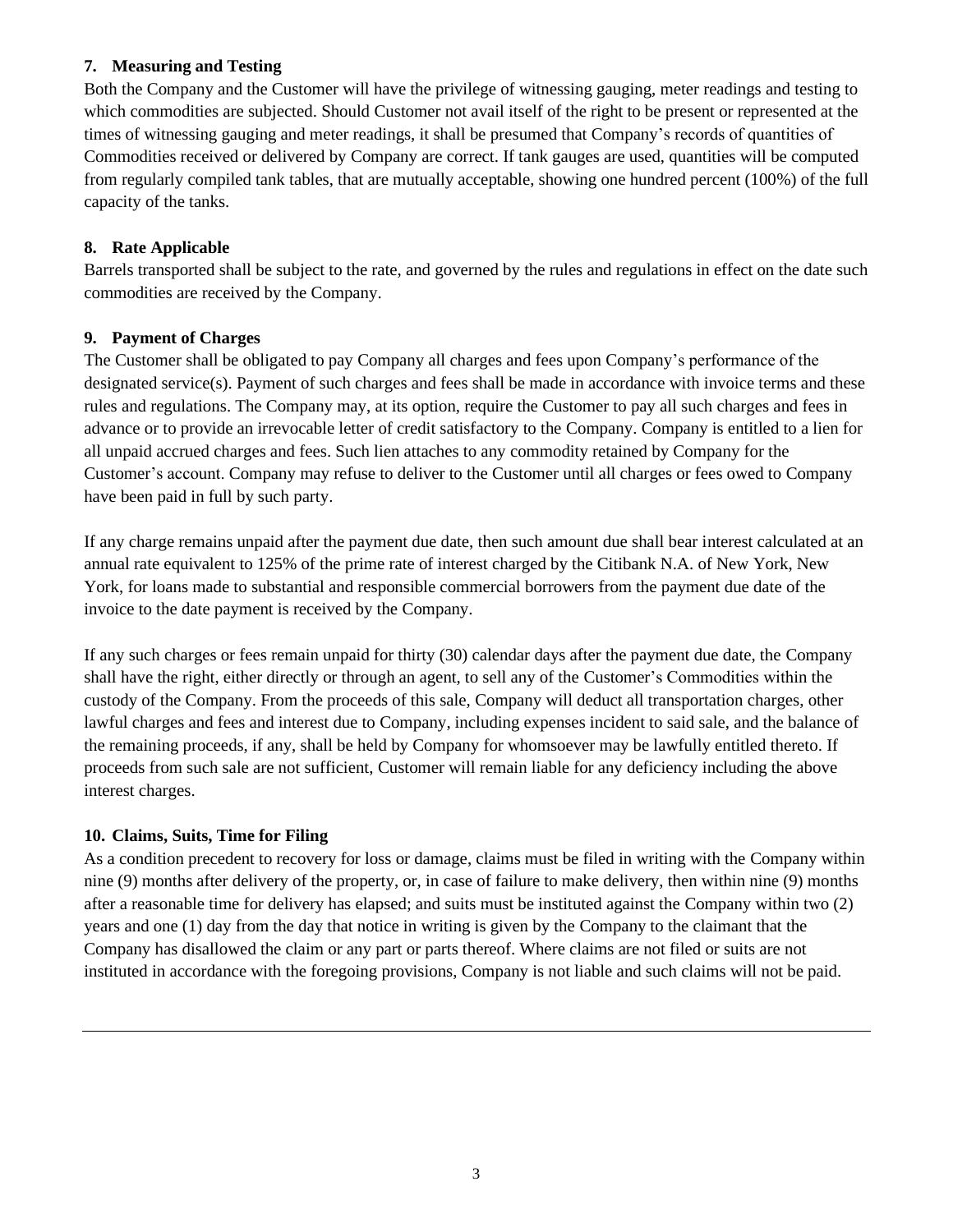### 7. Measuring and Testing

Both the Company and the Customer will have the privilege of witnessing gauging, meter readings and testing to which commodities are subjected. Should Customer not avail itself of the right to be present or represented at the times of witnessing gauging and meter readings, it shall be presumed that Company's records of quantities of Commodities received or delivered by Company are correct. If tank gauges are used, quantities will be computed from regularly compiled tank tables, that are mutually acceptable, showing one hundred percent (100%) of the full capacity of the tanks.

### 8. Rate Applicable

Barrels transported shall be subject to the rate, and governed by the rules and regulations in effect on the date such commodities are received by the Company.

### 9. Payment of Charges

The Customer shall be obligated to pay Company all charges and fees upon Company's performance of the designated service(s). Payment of such charges and fees shall be made in accordance with invoice terms and these rules and regulations. The Company may, at its option, require the Customer to pay all such charges and fees in advance or to provide an irrevocable letter of credit satisfactory to the Company. Company is entitled to a lien for all unpaid accrued charges and fees. Such lien attaches to any commodity retained by Company for the Customer's account. Company may refuse to deliver to the Customer until all charges or fees owed to Company have been paid in full by such party.

If any charge remains unpaid after the payment due date, then such amount due shall bear interest calculated at an annual rate equivalent to 125% of the prime rate of interest charged by the Citibank N.A. of New York, New York, for loans made to substantial and responsible commercial borrowers from the payment due date of the invoice to the date payment is received by the Company.

If any such charges or fees remain unpaid for thirty (30) calendar days after the payment due date, the Company shall have the right, either directly or through an agent, to sell any of the Customer's Commodities within the custody of the Company. From the proceeds of this sale, Company will deduct all transportation charges, other lawful charges and fees and interest due to Company, including expenses incident to said sale, and the balance of the remaining proceeds, if any, shall be held by Company for whomsoever may be lawfully entitled thereto. If proceeds from such sale are not sufficient, Customer will remain liable for any deficiency including the above interest charges.

### 10. Claims, Suits, Time for Filing

As a condition precedent to recovery for loss or damage, claims must be filed in writing with the Company within nine (9) months after delivery of the property, or, in case of failure to make delivery, then within nine (9) months after a reasonable time for delivery has elapsed; and suits must be instituted against the Company within two (2) years and one (1) day from the day that notice in writing is given by the Company to the claimant that the Company has disallowed the claim or any part or parts thereof. Where claims are not filed or suits are not instituted in accordance with the foregoing provisions, Company is not liable and such claims will not be paid.